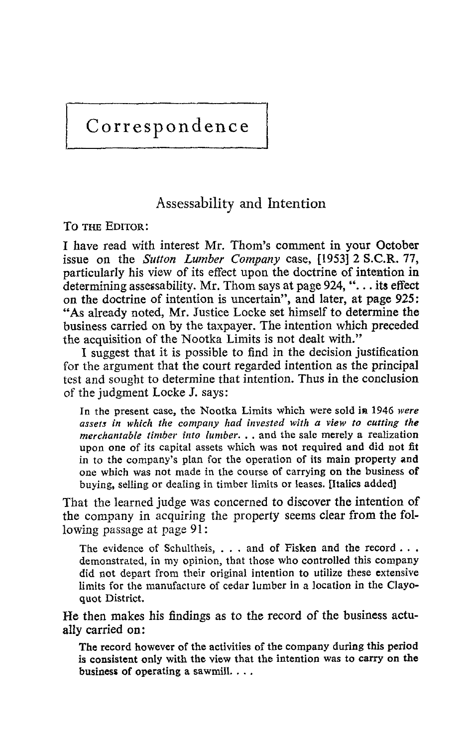# Correspondence

## Assessability and Intention

TO THE EDITOR:

I have read with interest Mr. Thom's comment in your October issue on the *Sutton Lumber Company* case, [1953] 2 S.C.R. 77, particularly his view of its effect upon the doctrine of intention in determining assessability. Mr. Thom says at page 924, "... its effect on the doctrine of intention is uncertain", and later, at page 925: "As already noted, Mr. Justice Locke set himself to determine the business carried on by the taxpayer. The intention which preceded the acquisition of the Nootka Limits is not dealt with."

I suggest that it is possible to find in the decision justification for the argument that the court regarded intention as the principal test and sought to determine that intention. Thus in the conclusion of the judgment Locke J. says:

> In the present case, the Nootka Limits which were sold in 1946 *were assets in which the company had invested with a view to cutting the merchantable timber into lumber*. . . and the sale merely a realization upon one of its capital assets which was not required and did not fit in to the company's plan for the operation of its main property and one which was not made in the course of carrying on the business of buying, selling or dealing in timber limits or leases. [Italics added]

That the learned judge was concerned to discover the intention of the company in acquiring the property seems clear from the following passage at page 91:

> The evidence of Schultheis, . . . and of Fisken and the record . . . demonstrated, in my opinion, that those who controlled this company did not depart from their original intention to utilize these extensive limits for the manufacture of cedar lumber in a location in the Clayoquot District.

He then makes his findings as to the record of the business actually carried on:

> The record however of the activities of the company during this period is consistent only with the view that the intention was to carry on the business of operating a sawmill. . . .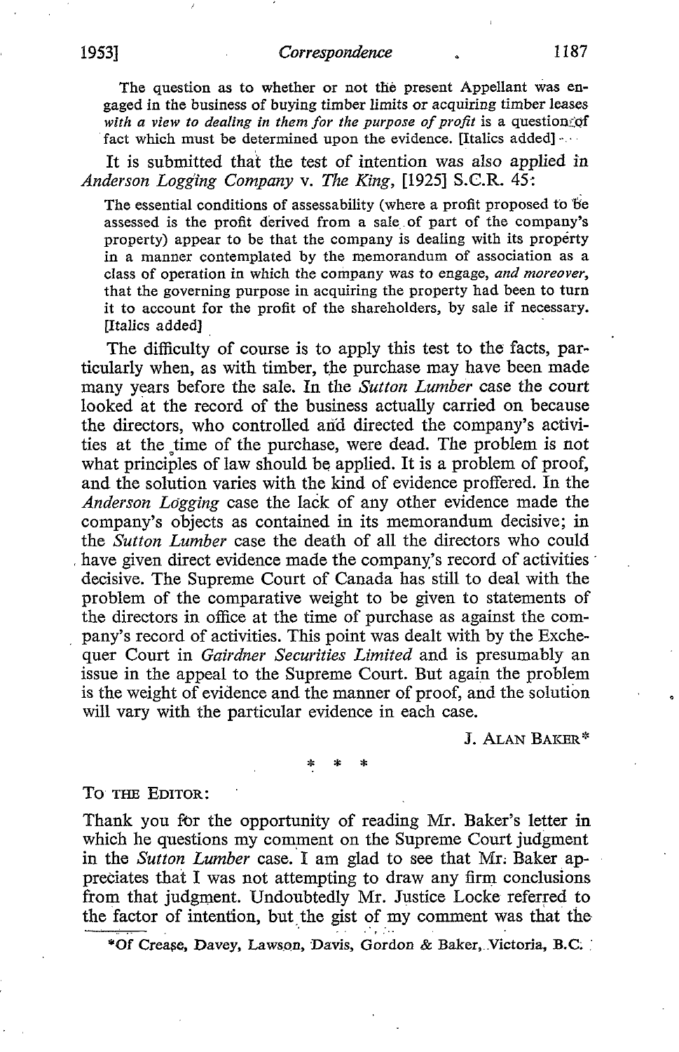> The question as to whether or not the present Appellant was engaged in the business of buying timber limits or acquiring timber leases *with a view to dealing in them for the purpose of profit* is a question of fact which must be determined upon the evidence. [Italics added]

It is submitted that the test of intention was also applied in *Anderson Logging Company* v. *The King*, [1925] S.C.R. 45:

> The essential conditions of assessability (where a profit proposed to be assessed is the profit derived from a sale of part of the company's property) appear to be that the company is dealing with its property in a manner contemplated by the memorandum of association as a class of operation in which the company was to engage, *and moreover*, that the governing purpose in acquiring the property had been to turn it to account for the profit of the shareholders, by sale if necessary. [Italics added]

The difficulty of course is to apply this test to the facts, particularly when, as with timber, the purchase may have been made many years before the sale. In the *Sutton Lumber* case the court looked at the record of the business actually carried on because the directors, who controlled and directed the company's activities at the time of the purchase, were dead. The problem is not what principles of law should be applied. It is a problem of proof, and the solution varies with the kind of evidence proffered. In the *Anderson Logging* case the lack of any other evidence made the company's objects as contained in its memorandum decisive; in the *Sutton Lumber* case the death of all the directors who could have given direct evidence made the company's record of activities decisive. The Supreme Court of Canada has still to deal with the problem of the comparative weight to be given to statements of the directors in office at the time of purchase as against the company's record of activities. This point was dealt with by the Exchequer Court in *Gairdner Securities Limited* and is presumably an issue in the appeal to the Supreme Court. But again the problem is the weight of evidence and the manner of proof, and the solution will vary with the particular evidence in each case.

J. ALAN BAKER*

\* \* \*

TO THE EDITOR:

Thank you for the opportunity of reading Mr. Baker's letter in which he questions my comment on the Supreme Court judgment in the *Sutton Lumber* case. I am glad to see that Mr. Baker appreciates that I was not attempting to draw any firm conclusions from that judgment. Undoubtedly Mr. Justice Locke referred to the factor of intention, but the gist of my comment was that the

*Of Crease, Davey, Lawson, Davis, Gordon & Baker, Victoria, B.C.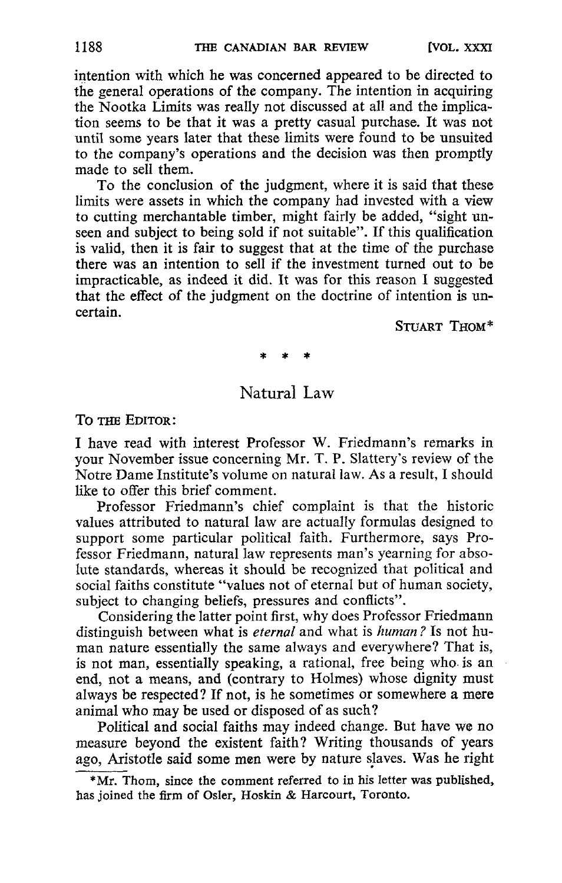intention with which he was concerned appeared to be directed to the general operations of the company. The intention in acquiring the Nootka Limits was really not discussed at all and the implication seems to be that it was a pretty casual purchase. It was not until some years later that these limits were found to be unsuited to the company's operations and the decision was then promptly made to sell them.

To the conclusion of the judgment, where it is said that these limits were assets in which the company had invested with a view to cutting merchantable timber, might fairly be added, "sight unseen and subject to being sold if not suitable". If this qualification is valid, then it is fair to suggest that at the time of the purchase there was an intention to sell if the investment turned out to be impracticable, as indeed it did. It was for this reason I suggested that the effect of the judgment on the doctrine of intention is uncertain.

STUART THOM*

\* \* \*

## Natural Law

TO THE EDITOR:

I have read with interest Professor W. Friedmann's remarks in your November issue concerning Mr. T. P. Slattery's review of the Notre Dame Institute's volume on natural law. As a result, I should like to offer this brief comment.

Professor Friedmann's chief complaint is that the historic values attributed to natural law are actually formulas designed to support some particular political faith. Furthermore, says Professor Friedmann, natural law represents man's yearning for absolute standards, whereas it should be recognized that political and social faiths constitute "values not of eternal but of human society, subject to changing beliefs, pressures and conflicts".

Considering the latter point first, why does Professor Friedmann distinguish between what is *eternal* and what is *human?* Is not human nature essentially the same always and everywhere? That is, is not man, essentially speaking, a rational, free being who is an end, not a means, and (contrary to Holmes) whose dignity must always be respected? If not, is he sometimes or somewhere a mere animal who may be used or disposed of as such?

Political and social faiths may indeed change. But have we no measure beyond the existent faith? Writing thousands of years ago, Aristotle said some men were by nature slaves. Was he right

\*Mr. Thom, since the comment referred to in his letter was published, has joined the firm of Osler, Hoskin & Harcourt, Toronto.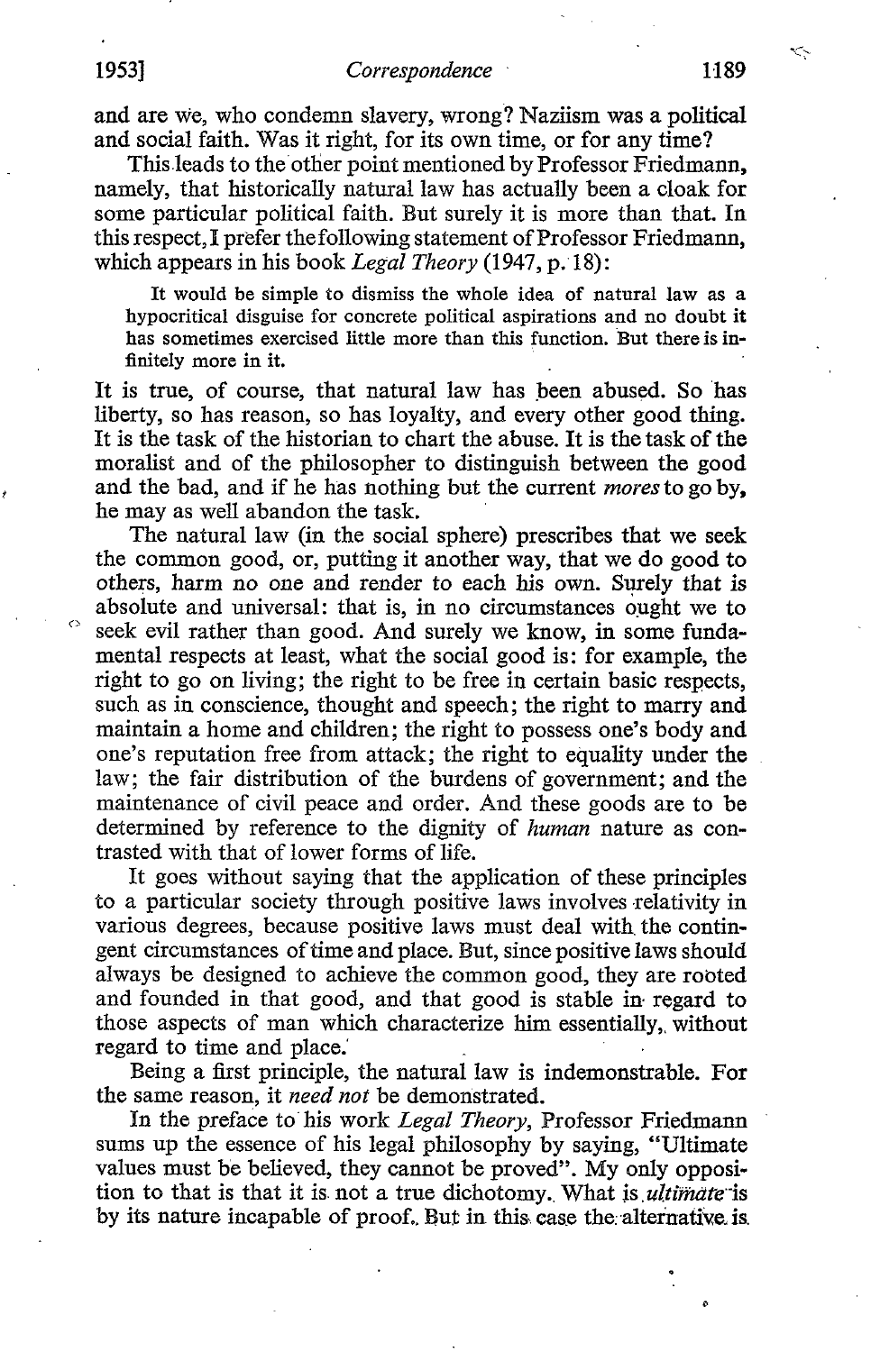and are we, who condemn slavery, wrong? Naziism was a political and social faith. Was it right, for its own time, or for any time?

This leads to the other point mentioned by Professor Friedmann, namely, that historically natural law has actually been a cloak for some particular political faith. But surely it is more than that. In this respect, I prefer the following statement of Professor Friedmann, which appears in his book *Legal Theory* (1947, p. 18):

> It would be simple to dismiss the whole idea of natural law as a hypocritical disguise for concrete political aspirations and no doubt it has sometimes exercised little more than this function. But there is infinitely more in it.

It is true, of course, that natural law has been abused. So has liberty, so has reason, so has loyalty, and every other good thing. It is the task of the historian to chart the abuse. It is the task of the moralist and of the philosopher to distinguish between the good and the bad, and if he has nothing but the current *mores* to go by, he may as well abandon the task.

The natural law (in the social sphere) prescribes that we seek the common good, or, putting it another way, that we do good to others, harm no one and render to each his own. Surely that is absolute and universal: that is, in no circumstances ought we to seek evil rather than good. And surely we know, in some fundamental respects at least, what the social good is: for example, the right to go on living; the right to be free in certain basic respects, such as in conscience, thought and speech; the right to marry and maintain a home and children; the right to possess one's body and one's reputation free from attack; the right to equality under the law; the fair distribution of the burdens of government; and the maintenance of civil peace and order. And these goods are to be determined by reference to the dignity of *human* nature as contrasted with that of lower forms of life.

It goes without saying that the application of these principles to a particular society through positive laws involves relativity in various degrees, because positive laws must deal with the contingent circumstances of time and place. But, since positive laws should always be designed to achieve the common good, they are rooted and founded in that good, and that good is stable in regard to those aspects of man which characterize him essentially, without regard to time and place.

Being a first principle, the natural law is indemonstrable. For the same reason, it *need not* be demonstrated.

In the preface to his work *Legal Theory*, Professor Friedmann sums up the essence of his legal philosophy by saying, "Ultimate values must be believed, they cannot be proved". My only opposition to that is that it is not a true dichotomy. What is *ultimate* is by its nature incapable of proof. But in this case the alternative is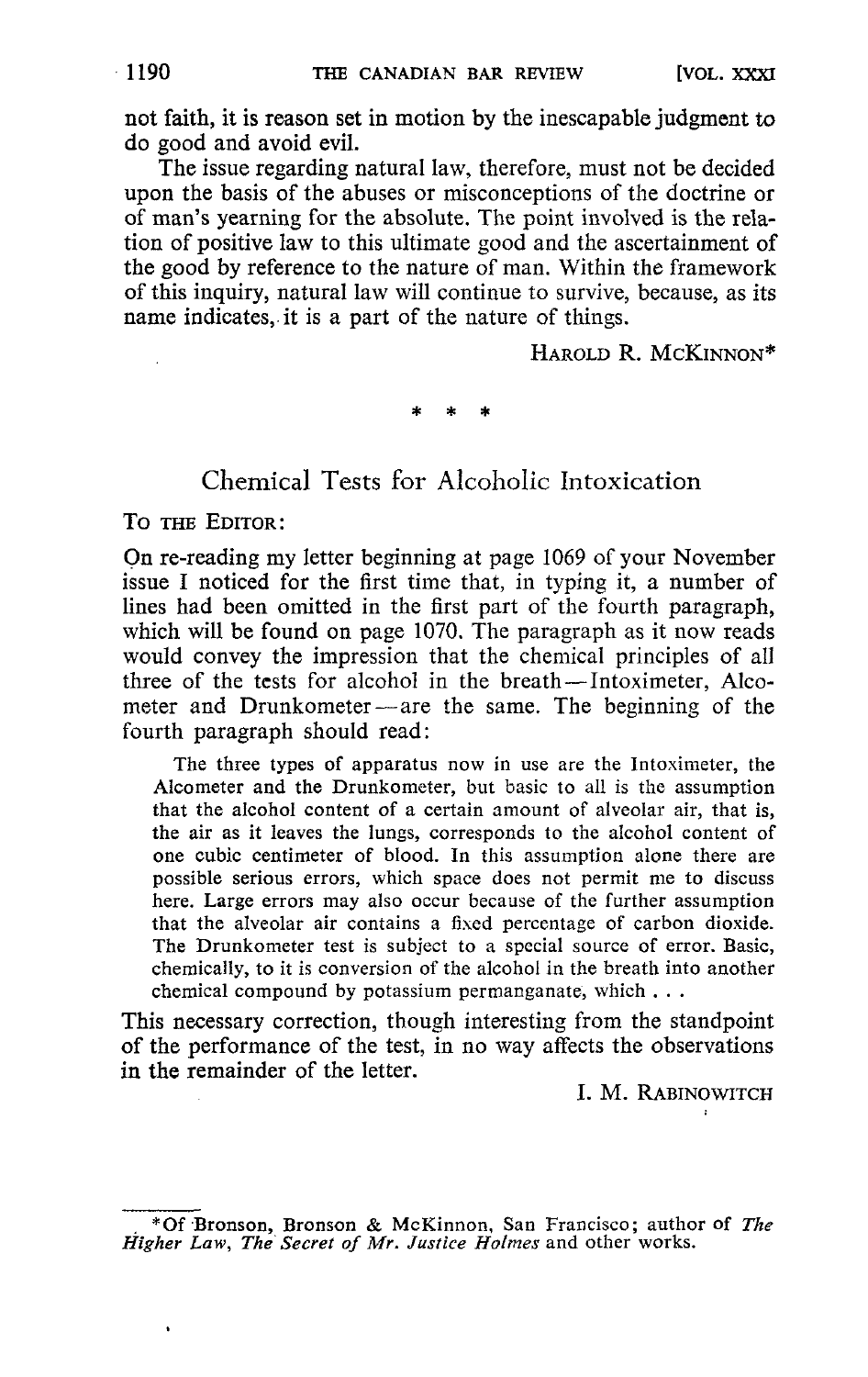not faith, it is reason set in motion by the inescapable judgment to do good and avoid evil.

The issue regarding natural law, therefore, must not be decided upon the basis of the abuses or misconceptions of the doctrine or of man's yearning for the absolute. The point involved is the relation of positive law to this ultimate good and the ascertainment of the good by reference to the nature of man. Within the framework of this inquiry, natural law will continue to survive, because, as its name indicates, it is a part of the nature of things.

HAROLD R. McKINNON*

\* \* \*

## Chemical Tests for Alcoholic Intoxication

TO THE EDITOR:

On re-reading my letter beginning at page 1069 of your November issue I noticed for the first time that, in typing it, a number of lines had been omitted in the first part of the fourth paragraph, which will be found on page 1070. The paragraph as it now reads would convey the impression that the chemical principles of all three of the tests for alcohol in the breath—Intoximeter, Alcometer and Drunkometer—are the same. The beginning of the fourth paragraph should read:

> The three types of apparatus now in use are the Intoximeter, the Alcometer and the Drunkometer, but basic to all is the assumption that the alcohol content of a certain amount of alveolar air, that is, the air as it leaves the lungs, corresponds to the alcohol content of one cubic centimeter of blood. In this assumption alone there are possible serious errors, which space does not permit me to discuss here. Large errors may also occur because of the further assumption that the alveolar air contains a fixed percentage of carbon dioxide. The Drunkometer test is subject to a special source of error. Basic, chemically, to it is conversion of the alcohol in the breath into another chemical compound by potassium permanganate, which . . .

This necessary correction, though interesting from the standpoint of the performance of the test, in no way affects the observations in the remainder of the letter.

I. M. RABINOWITCH

\*Of Bronson, Bronson & McKinnon, San Francisco; author of *The Higher Law*, *The Secret of Mr. Justice Holmes* and other works.